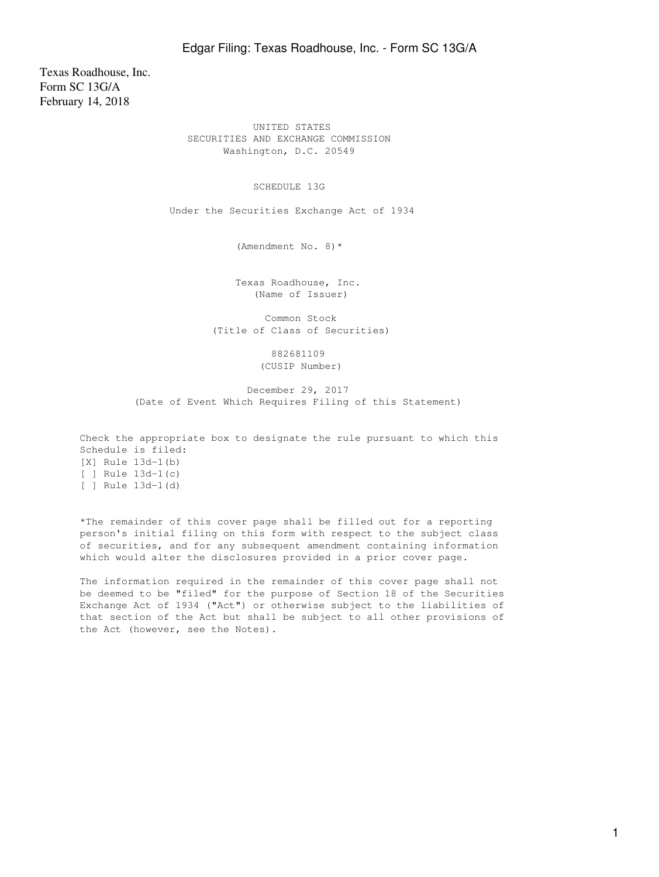Texas Roadhouse, Inc.
Form SC 13G/A
February 14, 2018

UNITED STATES
SECURITIES AND EXCHANGE COMMISSION
Washington, D.C. 20549

# SCHEDULE 13G

Under the Securities Exchange Act of 1934

(Amendment No. 8)*

Texas Roadhouse, Inc.
(Name of Issuer)

Common Stock
(Title of Class of Securities)

882681109
(CUSIP Number)

December 29, 2017
(Date of Event Which Requires Filing of this Statement)

Check the appropriate box to designate the rule pursuant to which this Schedule is filed:
[X] Rule 13d-1(b)
[ ] Rule 13d-1(c)
[ ] Rule 13d-1(d)

*The remainder of this cover page shall be filled out for a reporting person's initial filing on this form with respect to the subject class of securities, and for any subsequent amendment containing information which would alter the disclosures provided in a prior cover page.

The information required in the remainder of this cover page shall not be deemed to be "filed" for the purpose of Section 18 of the Securities Exchange Act of 1934 ("Act") or otherwise subject to the liabilities of that section of the Act but shall be subject to all other provisions of the Act (however, see the Notes).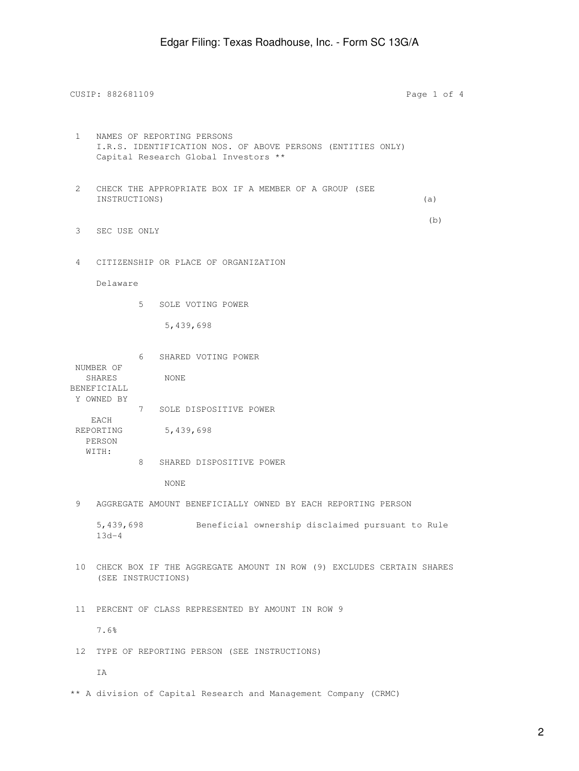CUSIP: 882681109

| | | |
|---|---|---|
| 1 | NAMES OF REPORTING PERSONS<br>I.R.S. IDENTIFICATION NOS. OF ABOVE PERSONS (ENTITIES ONLY)<br>Capital Research Global Investors ** | |
| 2 | CHECK THE APPROPRIATE BOX IF A MEMBER OF A GROUP (SEE INSTRUCTIONS) | (a)<br>(b) |
| 3 | SEC USE ONLY | |
| 4 | CITIZENSHIP OR PLACE OF ORGANIZATION<br>Delaware | |

| NUMBER OF SHARES BENEFICIALLY OWNED BY EACH REPORTING PERSON WITH: | | |
|---|---|---|
| | 5 | SOLE VOTING POWER<br>5,439,698 |
| | 6 | SHARED VOTING POWER<br>NONE |
| | 7 | SOLE DISPOSITIVE POWER<br>5,439,698 |
| | 8 | SHARED DISPOSITIVE POWER<br>NONE |

| | |
|---|---|
| 9 | AGGREGATE AMOUNT BENEFICIALLY OWNED BY EACH REPORTING PERSON<br>5,439,698 Beneficial ownership disclaimed pursuant to Rule 13d-4 |
| 10 | CHECK BOX IF THE AGGREGATE AMOUNT IN ROW (9) EXCLUDES CERTAIN SHARES (SEE INSTRUCTIONS) |
| 11 | PERCENT OF CLASS REPRESENTED BY AMOUNT IN ROW 9<br>7.6% |
| 12 | TYPE OF REPORTING PERSON (SEE INSTRUCTIONS)<br>IA |

** A division of Capital Research and Management Company (CRMC)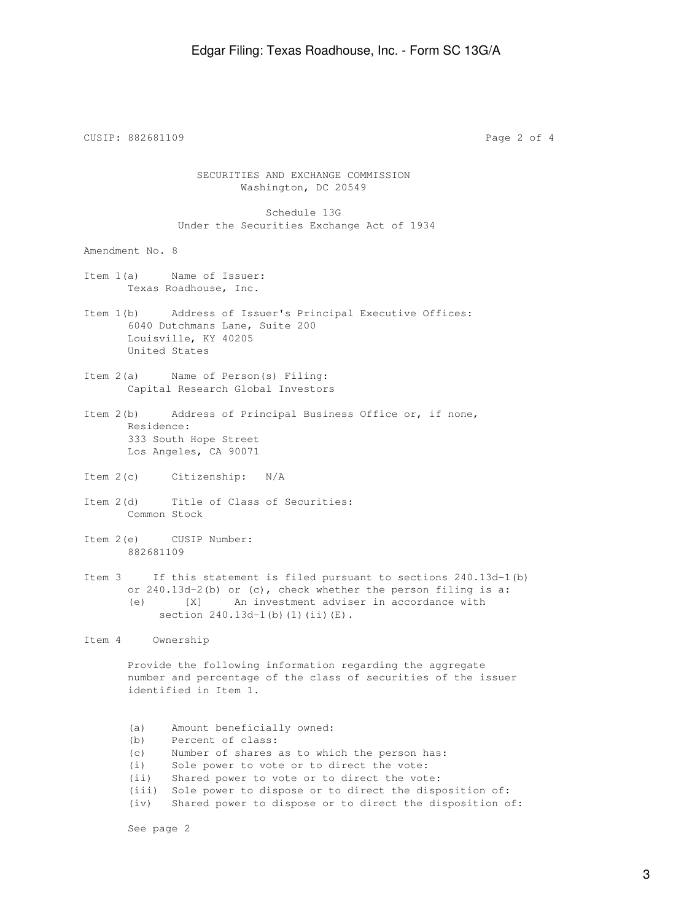SECURITIES AND EXCHANGE COMMISSION
Washington, DC 20549

Schedule 13G
Under the Securities Exchange Act of 1934

Amendment No. 8

Item 1(a) Name of Issuer:
Texas Roadhouse, Inc.

Item 1(b) Address of Issuer's Principal Executive Offices:
6040 Dutchmans Lane, Suite 200
Louisville, KY 40205
United States

Item 2(a) Name of Person(s) Filing:
Capital Research Global Investors

Item 2(b) Address of Principal Business Office or, if none, Residence:
333 South Hope Street
Los Angeles, CA 90071

Item 2(c) Citizenship: N/A

Item 2(d) Title of Class of Securities:
Common Stock

Item 2(e) CUSIP Number:
882681109

Item 3 If this statement is filed pursuant to sections 240.13d-1(b) or 240.13d-2(b) or (c), check whether the person filing is a:
(e) [X] An investment adviser in accordance with section 240.13d-1(b)(1)(ii)(E).

Item 4 Ownership

Provide the following information regarding the aggregate number and percentage of the class of securities of the issuer identified in Item 1.

(a) Amount beneficially owned:
(b) Percent of class:
(c) Number of shares as to which the person has:
(i) Sole power to vote or to direct the vote:
(ii) Shared power to vote or to direct the vote:
(iii) Sole power to dispose or to direct the disposition of:
(iv) Shared power to dispose or to direct the disposition of:

See page 2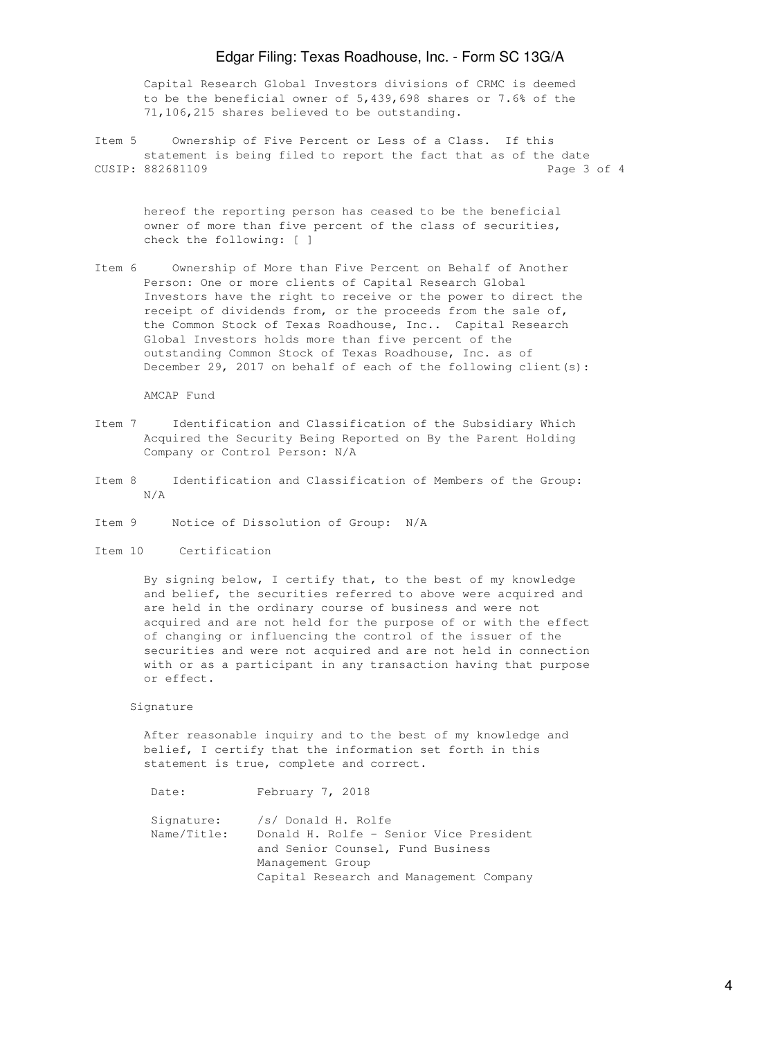Capital Research Global Investors divisions of CRMC is deemed to be the beneficial owner of 5,439,698 shares or 7.6% of the 71,106,215 shares believed to be outstanding.

Item 5 Ownership of Five Percent or Less of a Class. If this statement is being filed to report the fact that as of the date hereof the reporting person has ceased to be the beneficial owner of more than five percent of the class of securities, check the following: [ ]

Item 6 Ownership of More than Five Percent on Behalf of Another Person: One or more clients of Capital Research Global Investors have the right to receive or the power to direct the receipt of dividends from, or the proceeds from the sale of, the Common Stock of Texas Roadhouse, Inc.. Capital Research Global Investors holds more than five percent of the outstanding Common Stock of Texas Roadhouse, Inc. as of December 29, 2017 on behalf of each of the following client(s):

AMCAP Fund

Item 7 Identification and Classification of the Subsidiary Which Acquired the Security Being Reported on By the Parent Holding Company or Control Person: N/A

Item 8 Identification and Classification of Members of the Group: N/A

Item 9 Notice of Dissolution of Group: N/A

Item 10 Certification

By signing below, I certify that, to the best of my knowledge and belief, the securities referred to above were acquired and are held in the ordinary course of business and were not acquired and are not held for the purpose of or with the effect of changing or influencing the control of the issuer of the securities and were not acquired and are not held in connection with or as a participant in any transaction having that purpose or effect.

Signature

After reasonable inquiry and to the best of my knowledge and belief, I certify that the information set forth in this statement is true, complete and correct.

Date: February 7, 2018

Signature: /s/ Donald H. Rolfe
Name/Title: Donald H. Rolfe - Senior Vice President and Senior Counsel, Fund Business Management Group
Capital Research and Management Company